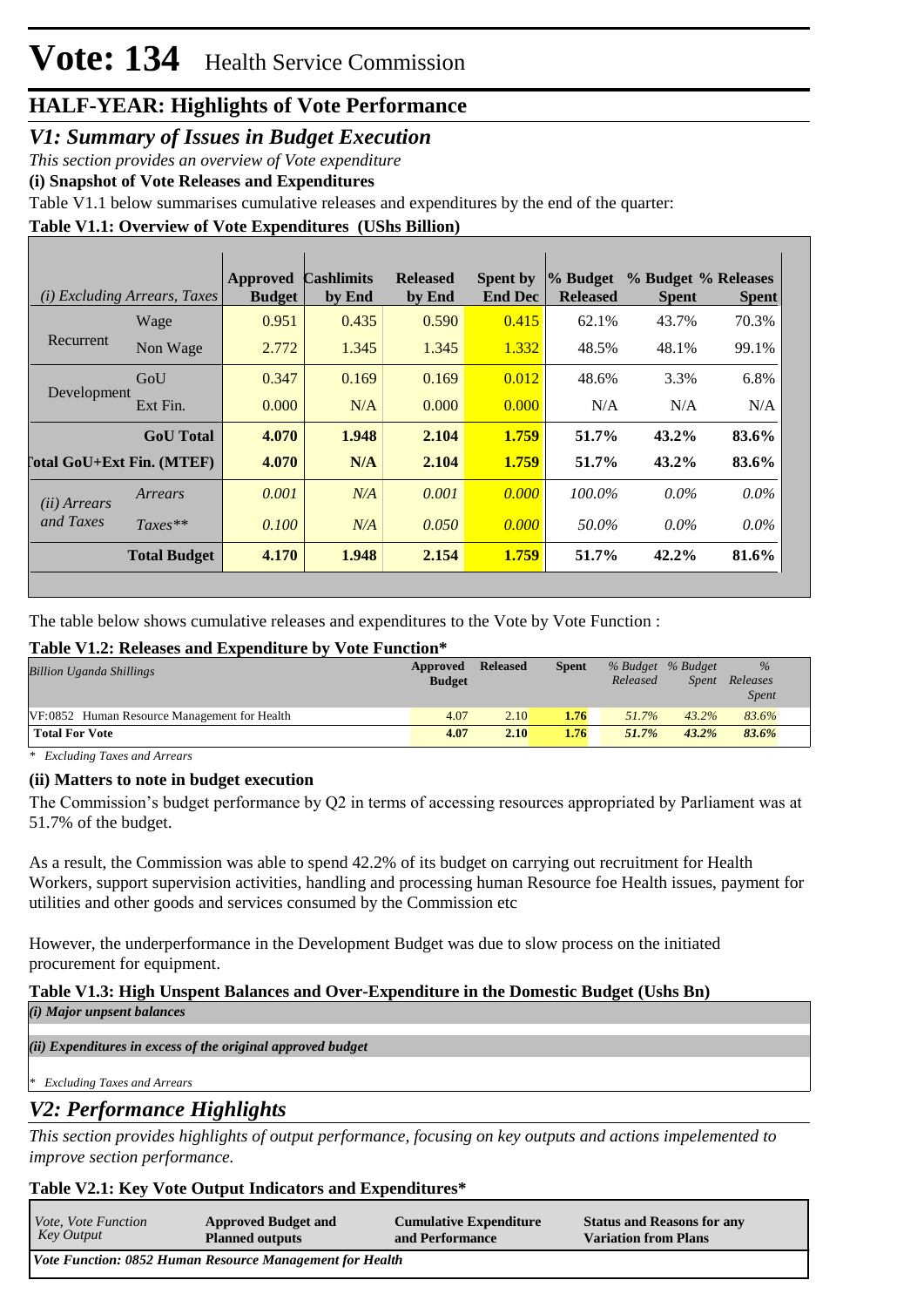# Vote: 134 Health Service Commission

## HALF-YEAR: Highlights of Vote Performance

## *V1: Summary of Issues in Budget Execution*

*This section provides an overview of Vote expenditure*

**(i) Snapshot of Vote Releases and Expenditures**

Table V1.1 below summarises cumulative releases and expenditures by the end of the quarter:

**Table V1.1: Overview of Vote Expenditures (UShs Billion)**

| *(i) Excluding Arrears, Taxes* | | Approved Budget | Cashlimits by End | Released by End | Spent by End Dec | % Budget Released | % Budget Spent | % Releases Spent |
|---|---|---|---|---|---|---|---|---|
| Recurrent | Wage | 0.951 | 0.435 | 0.590 | 0.415 | 62.1% | 43.7% | 70.3% |
| | Non Wage | 2.772 | 1.345 | 1.345 | 1.332 | 48.5% | 48.1% | 99.1% |
| Development | GoU | 0.347 | 0.169 | 0.169 | 0.012 | 48.6% | 3.3% | 6.8% |
| | Ext Fin. | 0.000 | N/A | 0.000 | 0.000 | N/A | N/A | N/A |
| | **GoU Total** | **4.070** | **1.948** | **2.104** | **1.759** | **51.7%** | **43.2%** | **83.6%** |
| **Total GoU+Ext Fin. (MTEF)** | | **4.070** | **N/A** | **2.104** | **1.759** | **51.7%** | **43.2%** | **83.6%** |
| *(ii) Arrears and Taxes* | *Arrears* | *0.001* | *N/A* | *0.001* | *0.000* | *100.0%* | *0.0%* | *0.0%* |
| | *Taxes*** | *0.100* | *N/A* | *0.050* | *0.000* | *50.0%* | *0.0%* | *0.0%* |
| | **Total Budget** | **4.170** | **1.948** | **2.154** | **1.759** | **51.7%** | **42.2%** | **81.6%** |

The table below shows cumulative releases and expenditures to the Vote by Vote Function :

**Table V1.2: Releases and Expenditure by Vote Function***

| *Billion Uganda Shillings* | Approved Budget | Released | Spent | *% Budget Released* | *% Budget Spent* | *% Releases Spent* |
|---|---|---|---|---|---|---|
| VF:0852 Human Resource Management for Health | 4.07 | 2.10 | 1.76 | *51.7%* | *43.2%* | *83.6%* |
| **Total For Vote** | **4.07** | **2.10** | **1.76** | ***51.7%*** | ***43.2%*** | ***83.6%*** |

*\* Excluding Taxes and Arrears*

**(ii) Matters to note in budget execution**

The Commission's budget performance by Q2 in terms of accessing resources appropriated by Parliament was at 51.7% of the budget.

As a result, the Commission was able to spend 42.2% of its budget on carrying out recruitment for Health Workers, support supervision activities, handling and processing human Resource foe Health issues, payment for utilities and other goods and services consumed by the Commission etc

However, the underperformance in the Development Budget was due to slow process on the initiated procurement for equipment.

**Table V1.3: High Unspent Balances and Over-Expenditure in the Domestic Budget (Ushs Bn)**

*(i) Major unpsent balances*

*(ii) Expenditures in excess of the original approved budget*

*\* Excluding Taxes and Arrears*

## *V2: Performance Highlights*

*This section provides highlights of output performance, focusing on key outputs and actions impelemented to improve section performance.*

**Table V2.1: Key Vote Output Indicators and Expenditures***

| *Vote, Vote Function Key Output* | Approved Budget and Planned outputs | Cumulative Expenditure and Performance | Status and Reasons for any Variation from Plans |
|---|---|---|---|
| ***Vote Function: 0852 Human Resource Management for Health*** | | | |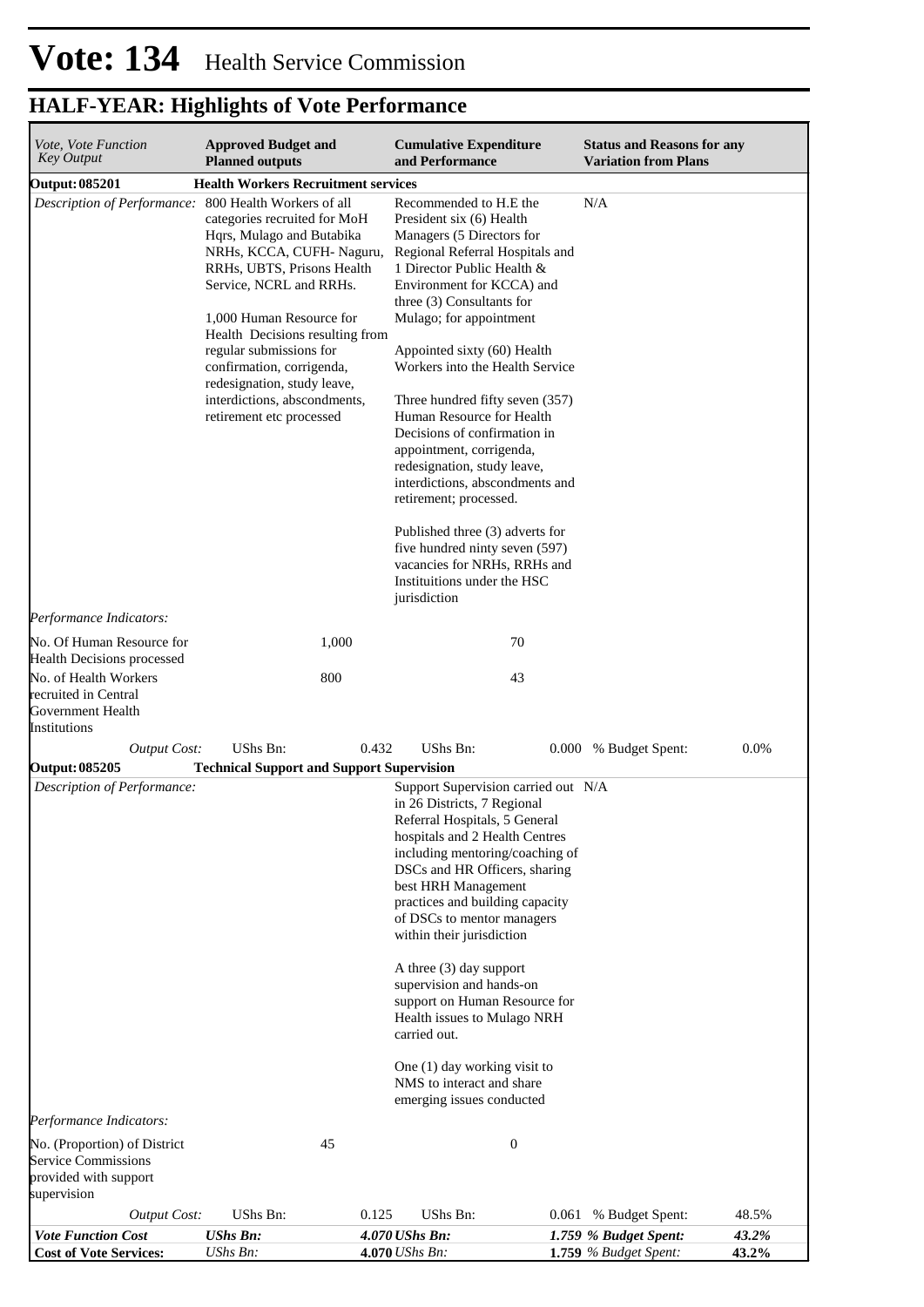# Vote: 134 Health Service Commission

## HALF-YEAR: Highlights of Vote Performance

| *Vote, Vote Function Key Output* | **Approved Budget and Planned outputs** | | **Cumulative Expenditure and Performance** | | **Status and Reasons for any Variation from Plans** | |
|---|---|---|---|---|---|---|
| **Output: 085201** | **Health Workers Recruitment services** | | | | | |
| *Description of Performance:* | 800 Health Workers of all categories recruited for MoH Hqrs, Mulago and Butabika NRHs, KCCA, CUFH- Naguru, RRHs, UBTS, Prisons Health Service, NCRL and RRHs.<br><br>1,000 Human Resource for Health Decisions resulting from regular submissions for confirmation, corrigenda, redesignation, study leave, interdictions, abscondments, retirement etc processed | | Recommended to H.E the President six (6) Health Managers (5 Directors for Regional Referral Hospitals and 1 Director Public Health & Environment for KCCA) and three (3) Consultants for Mulago; for appointment<br><br>Appointed sixty (60) Health Workers into the Health Service<br><br>Three hundred fifty seven (357) Human Resource for Health Decisions of confirmation in appointment, corrigenda, redesignation, study leave, interdictions, abscondments and retirement; processed.<br><br>Published three (3) adverts for five hundred ninty seven (597) vacancies for NRHs, RRHs and Instituitions under the HSC jurisdiction | | N/A | |
| *Performance Indicators:* | | | | | | |
| No. Of Human Resource for Health Decisions processed | | 1,000 | | 70 | | |
| No. of Health Workers recruited in Central Government Health Institutions | | 800 | | 43 | | |
| *Output Cost:* | UShs Bn: | 0.432 | UShs Bn: | 0.000 | % Budget Spent: | 0.0% |
| **Output: 085205** | **Technical Support and Support Supervision** | | | | | |
| *Description of Performance:* | | | Support Supervision carried out in 26 Districts, 7 Regional Referral Hospitals, 5 General hospitals and 2 Health Centres including mentoring/coaching of DSCs and HR Officers, sharing best HRH Management practices and building capacity of DSCs to mentor managers within their jurisdiction<br><br>A three (3) day support supervision and hands-on support on Human Resource for Health issues to Mulago NRH carried out.<br><br>One (1) day working visit to NMS to interact and share emerging issues conducted | | N/A | |
| *Performance Indicators:* | | | | | | |
| No. (Proportion) of District Service Commissions provided with support supervision | | 45 | | 0 | | |
| *Output Cost:* | UShs Bn: | 0.125 | UShs Bn: | 0.061 | % Budget Spent: | 48.5% |
| ***Vote Function Cost*** | ***UShs Bn:*** | ***4.070*** | ***UShs Bn:*** | ***1.759*** | ***% Budget Spent:*** | ***43.2%*** |
| **Cost of Vote Services:** | *UShs Bn:* | **4.070** | *UShs Bn:* | **1.759** | *% Budget Spent:* | **43.2%** |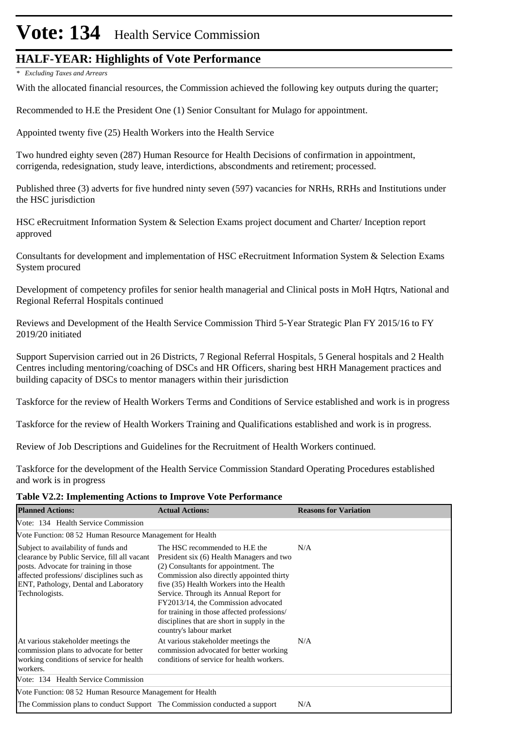# Vote: 134 Health Service Commission

## HALF-YEAR: Highlights of Vote Performance

*\* Excluding Taxes and Arrears*

With the allocated financial resources, the Commission achieved the following key outputs during the quarter;

Recommended to H.E the President One (1) Senior Consultant for Mulago for appointment.

Appointed twenty five (25) Health Workers into the Health Service

Two hundred eighty seven (287) Human Resource for Health Decisions of confirmation in appointment, corrigenda, redesignation, study leave, interdictions, abscondments and retirement; processed.

Published three (3) adverts for five hundred ninty seven (597) vacancies for NRHs, RRHs and Institutions under the HSC jurisdiction

HSC eRecruitment Information System & Selection Exams project document and Charter/ Inception report approved

Consultants for development and implementation of HSC eRecruitment Information System & Selection Exams System procured

Development of competency profiles for senior health managerial and Clinical posts in MoH Hqtrs, National and Regional Referral Hospitals continued

Reviews and Development of the Health Service Commission Third 5-Year Strategic Plan FY 2015/16 to FY 2019/20 initiated

Support Supervision carried out in 26 Districts, 7 Regional Referral Hospitals, 5 General hospitals and 2 Health Centres including mentoring/coaching of DSCs and HR Officers, sharing best HRH Management practices and building capacity of DSCs to mentor managers within their jurisdiction

Taskforce for the review of Health Workers Terms and Conditions of Service established and work is in progress

Taskforce for the review of Health Workers Training and Qualifications established and work is in progress.

Review of Job Descriptions and Guidelines for the Recruitment of Health Workers continued.

Taskforce for the development of the Health Service Commission Standard Operating Procedures established and work is in progress

**Table V2.2: Implementing Actions to Improve Vote Performance**

| Planned Actions: | Actual Actions: | Reasons for Variation |
|---|---|---|
| Vote: 134 Health Service Commission | | |
| Vote Function: 08 52 Human Resource Management for Health | | |
| Subject to availability of funds and clearance by Public Service, fill all vacant posts. Advocate for training in those affected professions/ disciplines such as ENT, Pathology, Dental and Laboratory Technologists. | The HSC recommended to H.E the President six (6) Health Managers and two (2) Consultants for appointment. The Commission also directly appointed thirty five (35) Health Workers into the Health Service. Through its Annual Report for FY2013/14, the Commission advocated for training in those affected professions/ disciplines that are short in supply in the country's labour market | N/A |
| At various stakeholder meetings the commission plans to advocate for better working conditions of service for health workers. | At various stakeholder meetings the commission advocated for better working conditions of service for health workers. | N/A |
| Vote: 134 Health Service Commission | | |
| Vote Function: 08 52 Human Resource Management for Health | | |
| The Commission plans to conduct Support | The Commission conducted a support | N/A |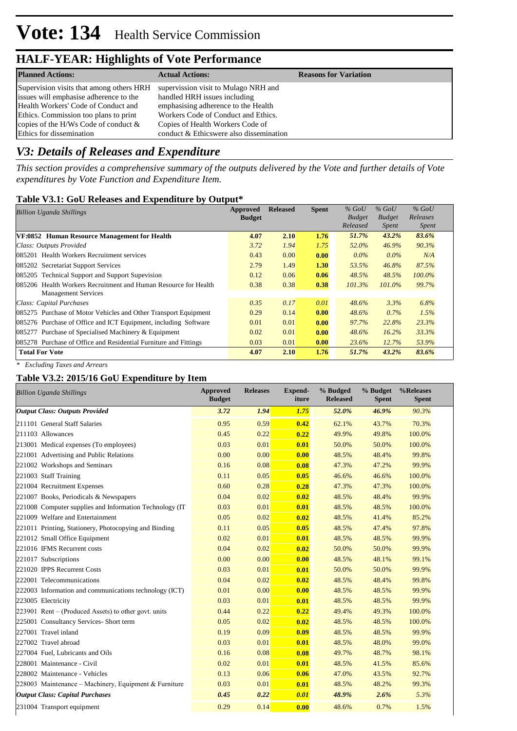# Vote: 134 Health Service Commission

## HALF-YEAR: Highlights of Vote Performance

| Planned Actions: | Actual Actions: | Reasons for Variation |
|---|---|---|
| Supervision visits that among others HRH issues will emphasise adherence to the Health Workers' Code of Conduct and Ethics. Commission too plans to print copies of the H/Ws Code of conduct & Ethics for dissemination | supervission visit to Mulago NRH and handled HRH issues including emphasising adherence to the Health Workers Code of Conduct and Ethics. Copies of Health Workers Code of conduct & Ethicswere also dissemination | |

## *V3: Details of Releases and Expenditure*

*This section provides a comprehensive summary of the outputs delivered by the Vote and further details of Vote expenditures by Vote Function and Expenditure Item.*

### Table V3.1: GoU Releases and Expenditure by Output*

| *Billion Uganda Shillings* | Approved Budget | Released | Spent | *% GoU Budget Released* | *% GoU Budget Spent* | *% GoU Releases Spent* |
|---|---|---|---|---|---|---|
| **VF:0852 Human Resource Management for Health** | **4.07** | **2.10** | **1.76** | ***51.7%*** | ***43.2%*** | ***83.6%*** |
| *Class: Outputs Provided* | *3.72* | *1.94* | *1.75* | *52.0%* | *46.9%* | *90.3%* |
| 085201 Health Workers Recruitment services | 0.43 | 0.00 | **0.00** | *0.0%* | *0.0%* | *N/A* |
| 085202 Secretariat Support Services | 2.79 | 1.49 | **1.30** | *53.5%* | *46.8%* | *87.5%* |
| 085205 Technical Support and Support Supevision | 0.12 | 0.06 | **0.06** | *48.5%* | *48.5%* | *100.0%* |
| 085206 Health Workers Recruitment and Human Resource for Health Management Services | 0.38 | 0.38 | **0.38** | *101.3%* | *101.0%* | *99.7%* |
| *Class: Capital Purchases* | *0.35* | *0.17* | *0.01* | *48.6%* | *3.3%* | *6.8%* |
| 085275 Purchase of Motor Vehicles and Other Transport Equipment | 0.29 | 0.14 | **0.00** | *48.6%* | *0.7%* | *1.5%* |
| 085276 Purchase of Office and ICT Equipment, including Software | 0.01 | 0.01 | **0.00** | *97.7%* | *22.8%* | *23.3%* |
| 085277 Purchase of Specialised Machinery & Equipment | 0.02 | 0.01 | **0.00** | *48.6%* | *16.2%* | *33.3%* |
| 085278 Purchase of Office and Residential Furniture and Fittings | 0.03 | 0.01 | **0.00** | *23.6%* | *12.7%* | *53.9%* |
| **Total For Vote** | **4.07** | **2.10** | **1.76** | ***51.7%*** | ***43.2%*** | ***83.6%*** |

*\* Excluding Taxes and Arrears*

### Table V3.2: 2015/16 GoU Expenditure by Item

| *Billion Uganda Shillings* | Approved Budget | Releases | Expend-iture | % Budged Released | % Budget Spent | %Releases Spent |
|---|---|---|---|---|---|---|
| ***Output Class: Outputs Provided*** | ***3.72*** | ***1.94*** | ***1.75*** | ***52.0%*** | ***46.9%*** | *90.3%* |
| 211101 General Staff Salaries | 0.95 | 0.59 | **0.42** | 62.1% | 43.7% | 70.3% |
| 211103 Allowances | 0.45 | 0.22 | **0.22** | 49.9% | 49.8% | 100.0% |
| 213001 Medical expenses (To employees) | 0.03 | 0.01 | **0.01** | 50.0% | 50.0% | 100.0% |
| 221001 Advertising and Public Relations | 0.00 | 0.00 | **0.00** | 48.5% | 48.4% | 99.8% |
| 221002 Workshops and Seminars | 0.16 | 0.08 | **0.08** | 47.3% | 47.2% | 99.9% |
| 221003 Staff Training | 0.11 | 0.05 | **0.05** | 46.6% | 46.6% | 100.0% |
| 221004 Recruitment Expenses | 0.60 | 0.28 | **0.28** | 47.3% | 47.3% | 100.0% |
| 221007 Books, Periodicals & Newspapers | 0.04 | 0.02 | **0.02** | 48.5% | 48.4% | 99.9% |
| 221008 Computer supplies and Information Technology (IT | 0.03 | 0.01 | **0.01** | 48.5% | 48.5% | 100.0% |
| 221009 Welfare and Entertainment | 0.05 | 0.02 | **0.02** | 48.5% | 41.4% | 85.2% |
| 221011 Printing, Stationery, Photocopying and Binding | 0.11 | 0.05 | **0.05** | 48.5% | 47.4% | 97.8% |
| 221012 Small Office Equipment | 0.02 | 0.01 | **0.01** | 48.5% | 48.5% | 99.9% |
| 221016 IFMS Recurrent costs | 0.04 | 0.02 | **0.02** | 50.0% | 50.0% | 99.9% |
| 221017 Subscriptions | 0.00 | 0.00 | **0.00** | 48.5% | 48.1% | 99.1% |
| 221020 IPPS Recurrent Costs | 0.03 | 0.01 | **0.01** | 50.0% | 50.0% | 99.9% |
| 222001 Telecommunications | 0.04 | 0.02 | **0.02** | 48.5% | 48.4% | 99.8% |
| 222003 Information and communications technology (ICT) | 0.01 | 0.00 | **0.00** | 48.5% | 48.5% | 99.9% |
| 223005 Electricity | 0.03 | 0.01 | **0.01** | 48.5% | 48.5% | 99.9% |
| 223901 Rent – (Produced Assets) to other govt. units | 0.44 | 0.22 | **0.22** | 49.4% | 49.3% | 100.0% |
| 225001 Consultancy Services- Short term | 0.05 | 0.02 | **0.02** | 48.5% | 48.5% | 100.0% |
| 227001 Travel inland | 0.19 | 0.09 | **0.09** | 48.5% | 48.5% | 99.9% |
| 227002 Travel abroad | 0.03 | 0.01 | **0.01** | 48.5% | 48.0% | 99.0% |
| 227004 Fuel, Lubricants and Oils | 0.16 | 0.08 | **0.08** | 49.7% | 48.7% | 98.1% |
| 228001 Maintenance - Civil | 0.02 | 0.01 | **0.01** | 48.5% | 41.5% | 85.6% |
| 228002 Maintenance - Vehicles | 0.13 | 0.06 | **0.06** | 47.0% | 43.5% | 92.7% |
| 228003 Maintenance – Machinery, Equipment & Furniture | 0.03 | 0.01 | **0.01** | 48.5% | 48.2% | 99.3% |
| ***Output Class: Capital Purchases*** | ***0.45*** | ***0.22*** | ***0.01*** | ***48.9%*** | ***2.6%*** | *5.3%* |
| 231004 Transport equipment | 0.29 | 0.14 | **0.00** | 48.6% | 0.7% | 1.5% |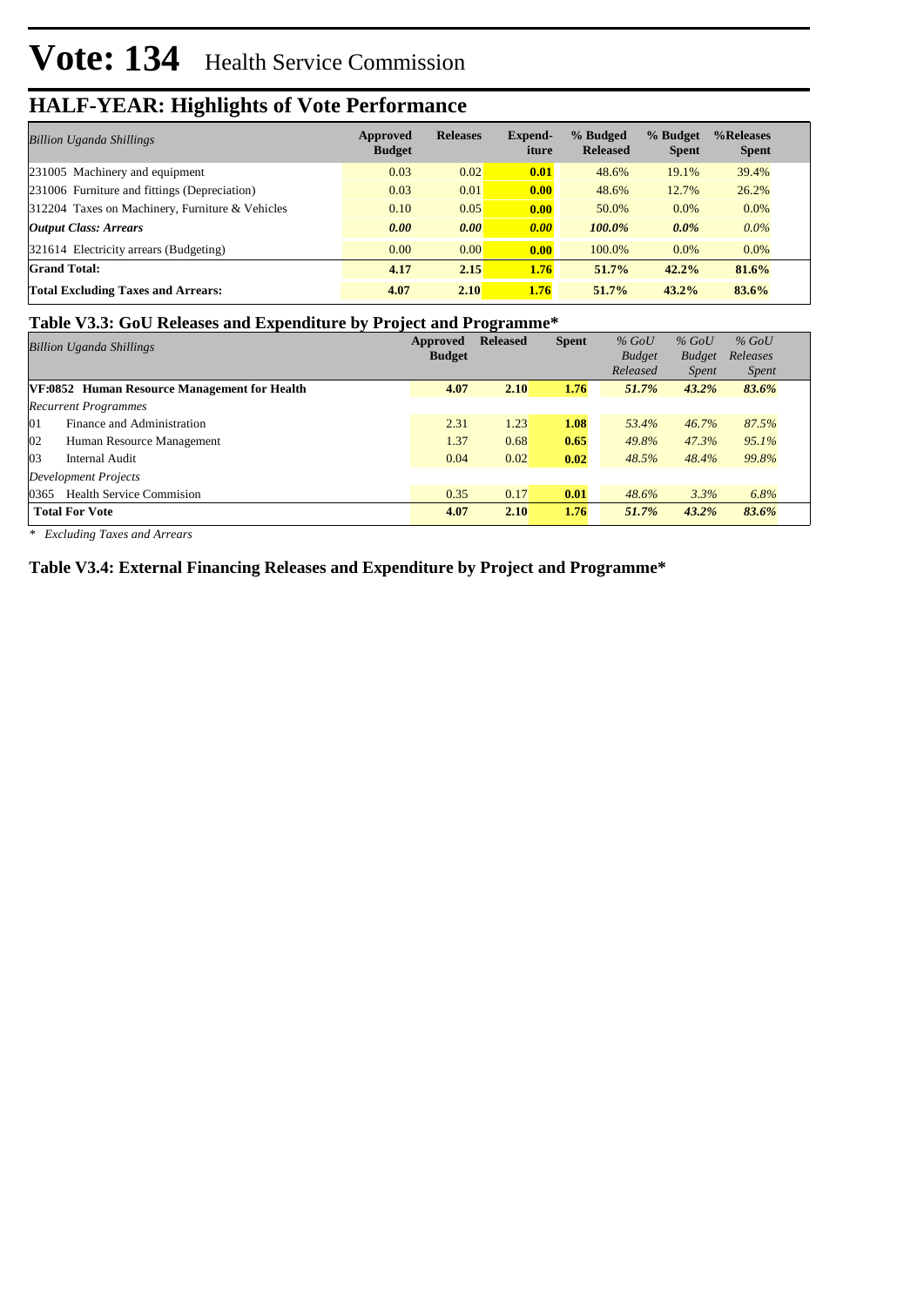# Vote: 134 Health Service Commission

## HALF-YEAR: Highlights of Vote Performance

| *Billion Uganda Shillings* | Approved Budget | Releases | Expend-iture | % Budged Released | % Budget Spent | %Releases Spent |
|---|---|---|---|---|---|---|
| 231005 Machinery and equipment | 0.03 | 0.02 | **0.01** | 48.6% | 19.1% | 39.4% |
| 231006 Furniture and fittings (Depreciation) | 0.03 | 0.01 | **0.00** | 48.6% | 12.7% | 26.2% |
| 312204 Taxes on Machinery, Furniture & Vehicles | 0.10 | 0.05 | **0.00** | 50.0% | 0.0% | 0.0% |
| ***Output Class: Arrears*** | ***0.00*** | ***0.00*** | ***0.00*** | ***100.0%*** | ***0.0%*** | *0.0%* |
| 321614 Electricity arrears (Budgeting) | 0.00 | 0.00 | **0.00** | 100.0% | 0.0% | 0.0% |
| **Grand Total:** | **4.17** | **2.15** | **1.76** | **51.7%** | **42.2%** | **81.6%** |
| **Total Excluding Taxes and Arrears:** | **4.07** | **2.10** | **1.76** | **51.7%** | **43.2%** | **83.6%** |

### Table V3.3: GoU Releases and Expenditure by Project and Programme*

| *Billion Uganda Shillings* | Approved Budget | Released | Spent | *% GoU Budget Released* | *% GoU Budget Spent* | *% GoU Releases Spent* |
|---|---|---|---|---|---|---|
| **VF:0852 Human Resource Management for Health** | **4.07** | **2.10** | **1.76** | ***51.7%*** | ***43.2%*** | ***83.6%*** |
| *Recurrent Programmes* | | | | | | |
| 01 Finance and Administration | 2.31 | 1.23 | **1.08** | *53.4%* | *46.7%* | *87.5%* |
| 02 Human Resource Management | 1.37 | 0.68 | **0.65** | *49.8%* | *47.3%* | *95.1%* |
| 03 Internal Audit | 0.04 | 0.02 | **0.02** | *48.5%* | *48.4%* | *99.8%* |
| *Development Projects* | | | | | | |
| 0365 Health Service Commision | 0.35 | 0.17 | **0.01** | *48.6%* | *3.3%* | *6.8%* |
| **Total For Vote** | **4.07** | **2.10** | **1.76** | ***51.7%*** | ***43.2%*** | ***83.6%*** |

*\* Excluding Taxes and Arrears*

### Table V3.4: External Financing Releases and Expenditure by Project and Programme*